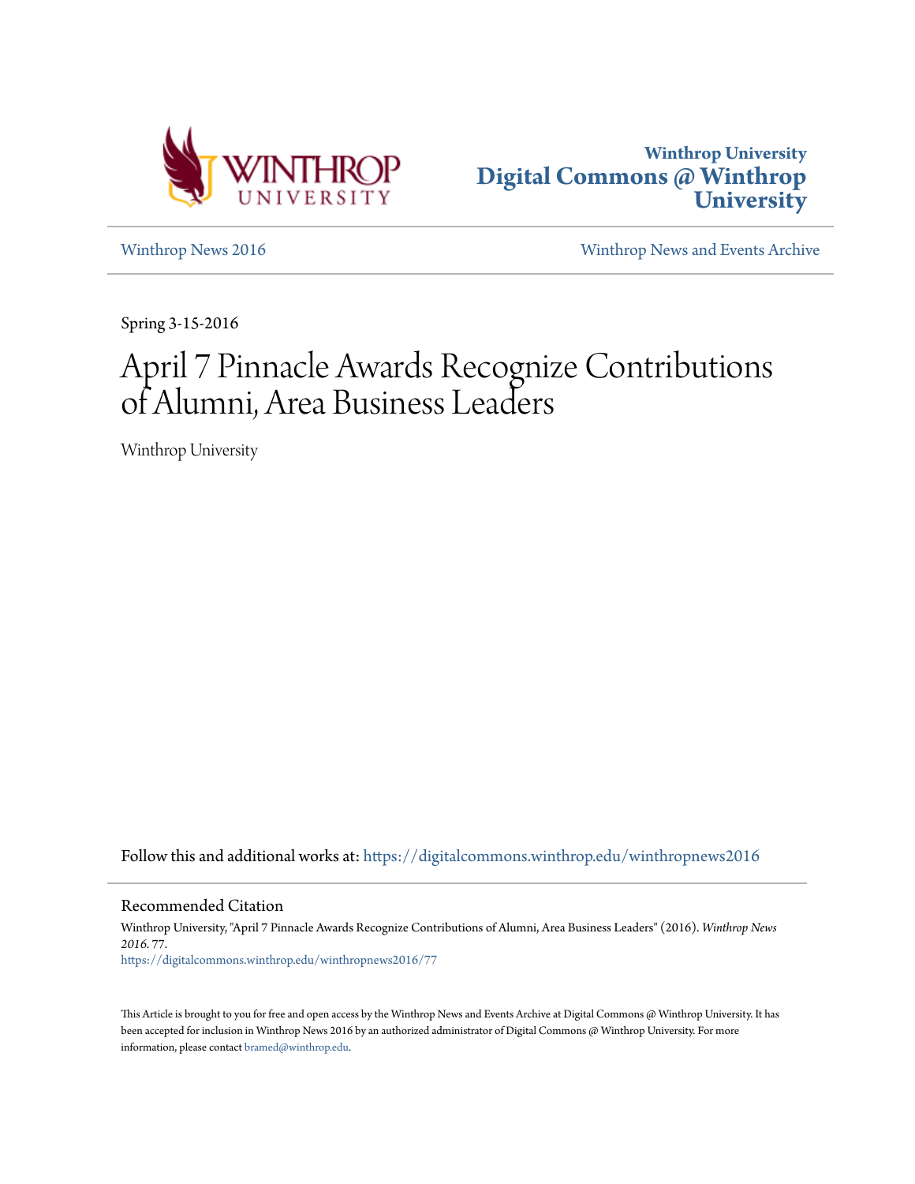Winthrop University
**Digital Commons @ Winthrop University**

Winthrop News 2016

Winthrop News and Events Archive

Spring 3-15-2016

# April 7 Pinnacle Awards Recognize Contributions of Alumni, Area Business Leaders

Winthrop University

Follow this and additional works at: https://digitalcommons.winthrop.edu/winthropnews2016

## Recommended Citation

Winthrop University, "April 7 Pinnacle Awards Recognize Contributions of Alumni, Area Business Leaders" (2016). *Winthrop News 2016*. 77.
https://digitalcommons.winthrop.edu/winthropnews2016/77

This Article is brought to you for free and open access by the Winthrop News and Events Archive at Digital Commons @ Winthrop University. It has been accepted for inclusion in Winthrop News 2016 by an authorized administrator of Digital Commons @ Winthrop University. For more information, please contact bramed@winthrop.edu.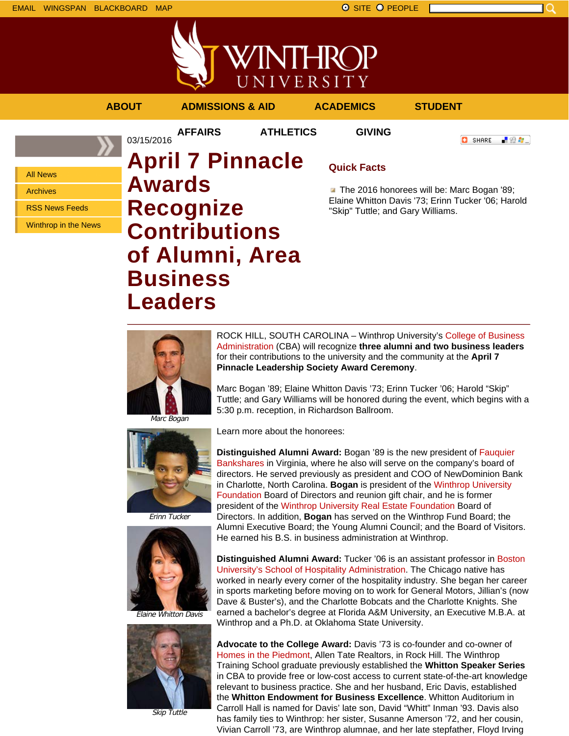EMAIL WINGSPAN BLACKBOARD MAP

SITE PEOPLE

WINTHROP UNIVERSITY

ABOUT ADMISSIONS & AID ACADEMICS STUDENT AFFAIRS ATHLETICS GIVING

- All News
- Archives
- RSS News Feeds
- Winthrop in the News

03/15/2016

# April 7 Pinnacle Awards Recognize Contributions of Alumni, Area Business Leaders

## Quick Facts

- The 2016 honorees will be: Marc Bogan '89; Elaine Whitton Davis '73; Erinn Tucker '06; Harold "Skip" Tuttle; and Gary Williams.

---

*Marc Bogan*

*Erinn Tucker*

*Elaine Whitton Davis*

*Skip Tuttle*

ROCK HILL, SOUTH CAROLINA – Winthrop University's College of Business Administration (CBA) will recognize **three alumni and two business leaders** for their contributions to the university and the community at the **April 7 Pinnacle Leadership Society Award Ceremony**.

Marc Bogan '89; Elaine Whitton Davis '73; Erinn Tucker '06; Harold "Skip" Tuttle; and Gary Williams will be honored during the event, which begins with a 5:30 p.m. reception, in Richardson Ballroom.

Learn more about the honorees:

**Distinguished Alumni Award:** Bogan '89 is the new president of Fauquier Bankshares in Virginia, where he also will serve on the company's board of directors. He served previously as president and COO of NewDominion Bank in Charlotte, North Carolina. **Bogan** is president of the Winthrop University Foundation Board of Directors and reunion gift chair, and he is former president of the Winthrop University Real Estate Foundation Board of Directors. In addition, **Bogan** has served on the Winthrop Fund Board; the Alumni Executive Board; the Young Alumni Council; and the Board of Visitors. He earned his B.S. in business administration at Winthrop.

**Distinguished Alumni Award:** Tucker '06 is an assistant professor in Boston University's School of Hospitality Administration. The Chicago native has worked in nearly every corner of the hospitality industry. She began her career in sports marketing before moving on to work for General Motors, Jillian's (now Dave & Buster's), and the Charlotte Bobcats and the Charlotte Knights. She earned a bachelor's degree at Florida A&M University, an Executive M.B.A. at Winthrop and a Ph.D. at Oklahoma State University.

**Advocate to the College Award:** Davis '73 is co-founder and co-owner of Homes in the Piedmont, Allen Tate Realtors, in Rock Hill. The Winthrop Training School graduate previously established the **Whitton Speaker Series** in CBA to provide free or low-cost access to current state-of-the-art knowledge relevant to business practice. She and her husband, Eric Davis, established the **Whitton Endowment for Business Excellence**. Whitton Auditorium in Carroll Hall is named for Davis' late son, David "Whitt" Inman '93. Davis also has family ties to Winthrop: her sister, Susanne Amerson '72, and her cousin, Vivian Carroll '73, are Winthrop alumnae, and her late stepfather, Floyd Irving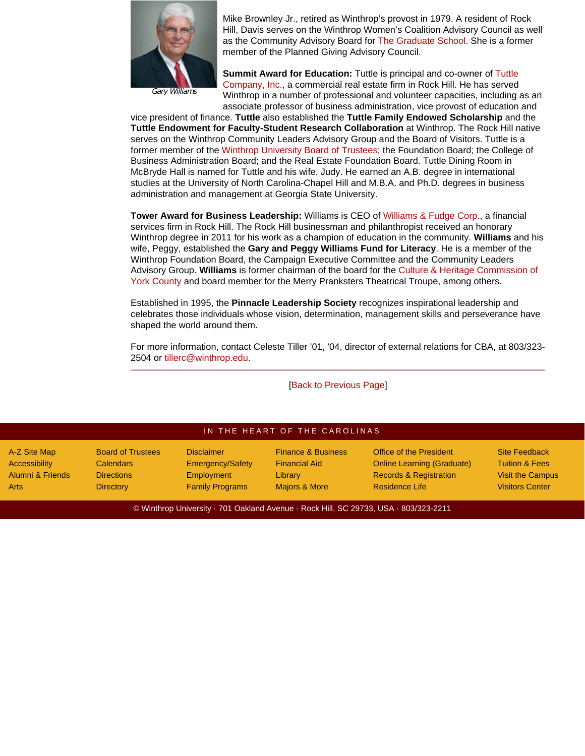Mike Brownley Jr., retired as Winthrop's provost in 1979. A resident of Rock Hill, Davis serves on the Winthrop Women's Coalition Advisory Council as well as the Community Advisory Board for The Graduate School. She is a former member of the Planned Giving Advisory Council.

*Gary Williams*

**Summit Award for Education:** Tuttle is principal and co-owner of Tuttle Company, Inc., a commercial real estate firm in Rock Hill. He has served Winthrop in a number of professional and volunteer capacities, including as an associate professor of business administration, vice provost of education and vice president of finance. **Tuttle** also established the **Tuttle Family Endowed Scholarship** and the **Tuttle Endowment for Faculty-Student Research Collaboration** at Winthrop. The Rock Hill native serves on the Winthrop Community Leaders Advisory Group and the Board of Visitors. Tuttle is a former member of the Winthrop University Board of Trustees; the Foundation Board; the College of Business Administration Board; and the Real Estate Foundation Board. Tuttle Dining Room in McBryde Hall is named for Tuttle and his wife, Judy. He earned an A.B. degree in international studies at the University of North Carolina-Chapel Hill and M.B.A. and Ph.D. degrees in business administration and management at Georgia State University.

**Tower Award for Business Leadership:** Williams is CEO of Williams & Fudge Corp., a financial services firm in Rock Hill. The Rock Hill businessman and philanthropist received an honorary Winthrop degree in 2011 for his work as a champion of education in the community. **Williams** and his wife, Peggy, established the **Gary and Peggy Williams Fund for Literacy**. He is a member of the Winthrop Foundation Board, the Campaign Executive Committee and the Community Leaders Advisory Group. **Williams** is former chairman of the board for the Culture & Heritage Commission of York County and board member for the Merry Pranksters Theatrical Troupe, among others.

Established in 1995, the **Pinnacle Leadership Society** recognizes inspirational leadership and celebrates those individuals whose vision, determination, management skills and perseverance have shaped the world around them.

For more information, contact Celeste Tiller '01, '04, director of external relations for CBA, at 803/323-2504 or tillerc@winthrop.edu.

---

[Back to Previous Page]

IN THE HEART OF THE CAROLINAS

| | | | | | |
|---|---|---|---|---|---|
| A-Z Site Map | Board of Trustees | Disclaimer | Finance & Business | Office of the President | Site Feedback |
| Accessibility | Calendars | Emergency/Safety | Financial Aid | Online Learning (Graduate) | Tuition & Fees |
| Alumni & Friends | Directions | Employment | Library | Records & Registration | Visit the Campus |
| Arts | Directory | Family Programs | Majors & More | Residence Life | Visitors Center |

© Winthrop University · 701 Oakland Avenue · Rock Hill, SC 29733, USA · 803/323-2211